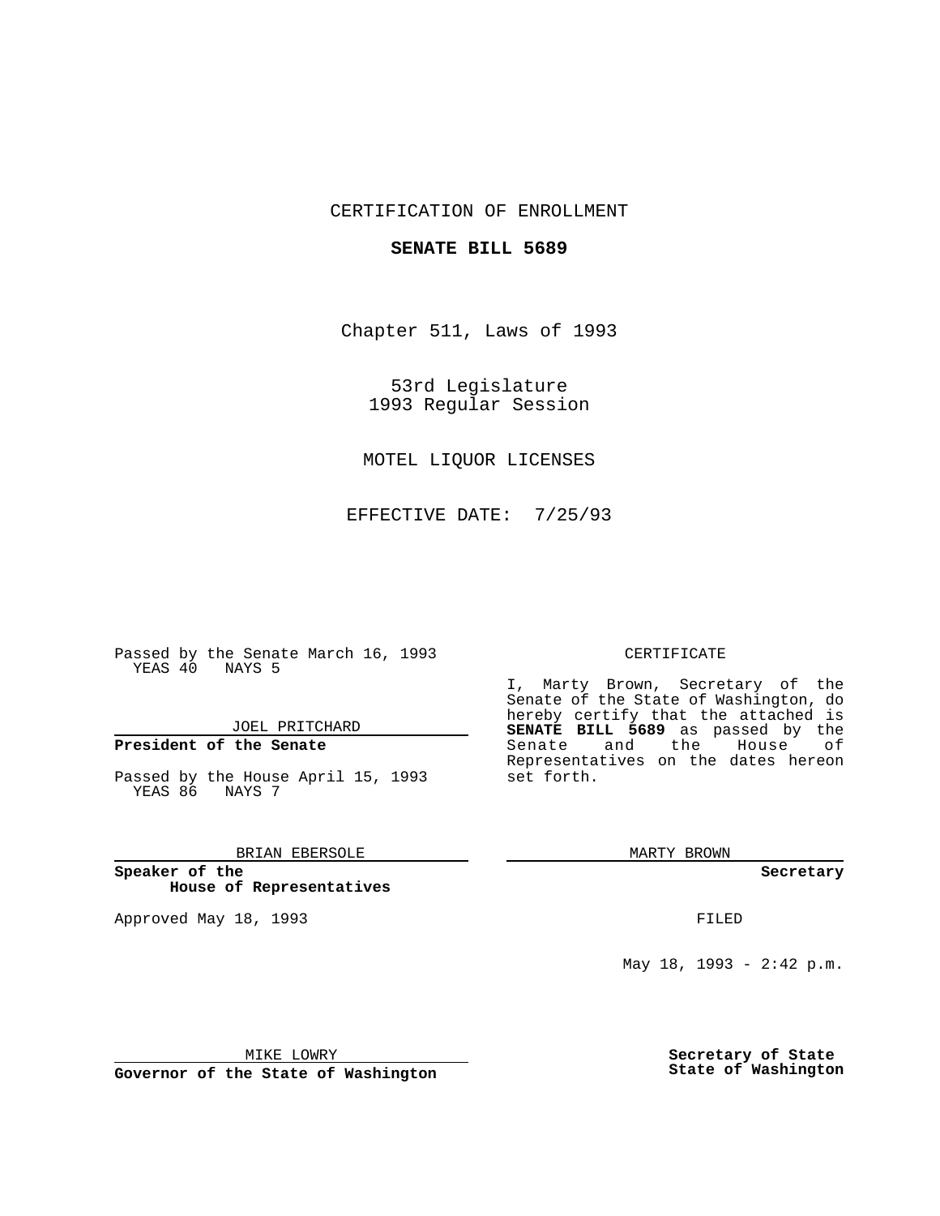CERTIFICATION OF ENROLLMENT

**SENATE BILL 5689**

Chapter 511, Laws of 1993

53rd Legislature
1993 Regular Session

MOTEL LIQUOR LICENSES

EFFECTIVE DATE: 7/25/93

Passed by the Senate March 16, 1993
YEAS 40 NAYS 5

JOEL PRITCHARD

**President of the Senate**

Passed by the House April 15, 1993
YEAS 86 NAYS 7

BRIAN EBERSOLE

**Speaker of the House of Representatives**

Approved May 18, 1993

MIKE LOWRY

**Governor of the State of Washington**

CERTIFICATE

I, Marty Brown, Secretary of the Senate of the State of Washington, do hereby certify that the attached is **SENATE BILL 5689** as passed by the Senate and the House of Representatives on the dates hereon set forth.

MARTY BROWN

**Secretary**

FILED

May 18, 1993 - 2:42 p.m.

**Secretary of State State of Washington**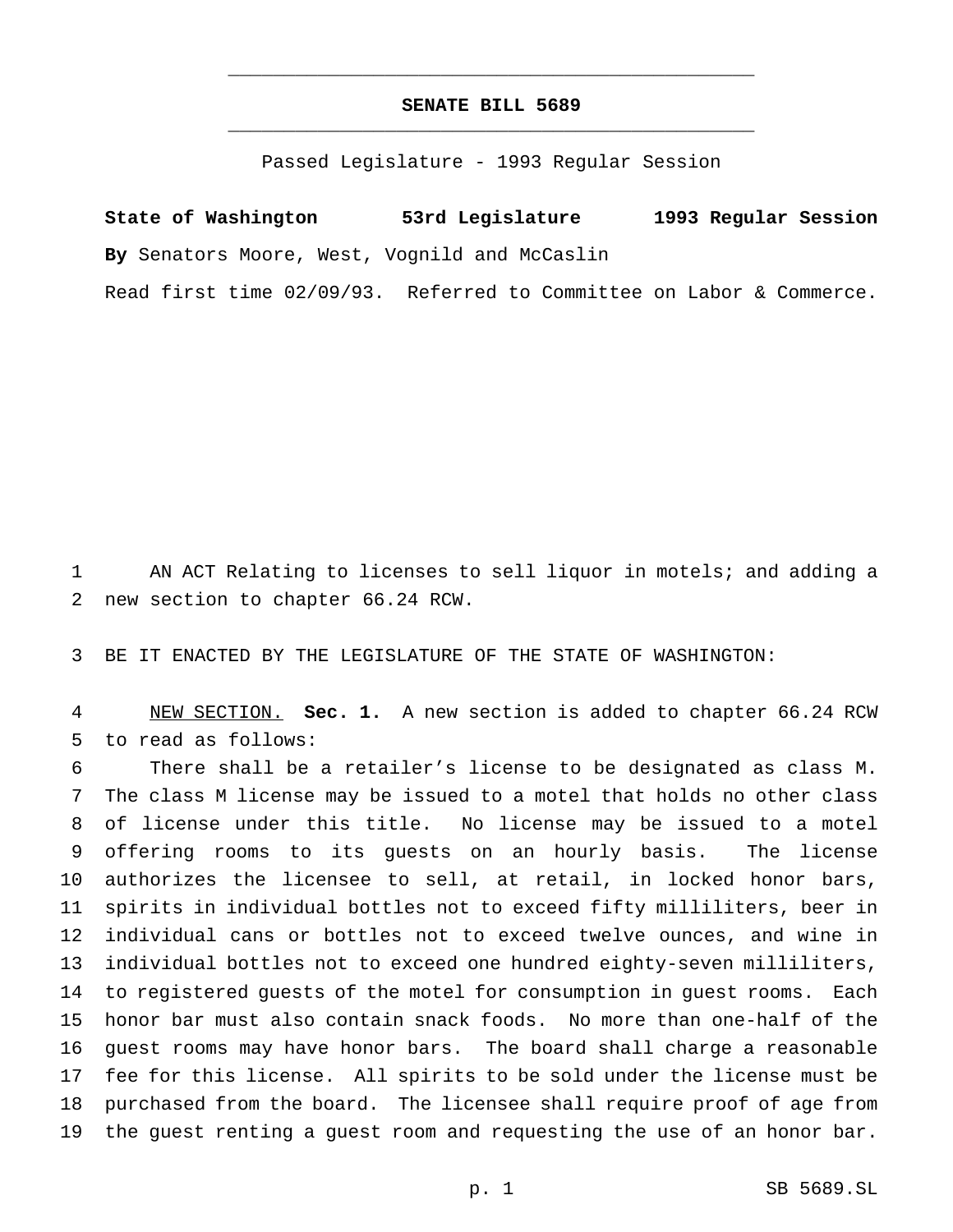# SENATE BILL 5689

Passed Legislature - 1993 Regular Session

**State of Washington 53rd Legislature 1993 Regular Session**

**By** Senators Moore, West, Vognild and McCaslin

Read first time 02/09/93. Referred to Committee on Labor & Commerce.

1 AN ACT Relating to licenses to sell liquor in motels; and adding a
2 new section to chapter 66.24 RCW.

3 BE IT ENACTED BY THE LEGISLATURE OF THE STATE OF WASHINGTON:

4 NEW SECTION. **Sec. 1.** A new section is added to chapter 66.24 RCW
5 to read as follows:

6 There shall be a retailer's license to be designated as class M.
7 The class M license may be issued to a motel that holds no other class
8 of license under this title. No license may be issued to a motel
9 offering rooms to its guests on an hourly basis. The license
10 authorizes the licensee to sell, at retail, in locked honor bars,
11 spirits in individual bottles not to exceed fifty milliliters, beer in
12 individual cans or bottles not to exceed twelve ounces, and wine in
13 individual bottles not to exceed one hundred eighty-seven milliliters,
14 to registered guests of the motel for consumption in guest rooms. Each
15 honor bar must also contain snack foods. No more than one-half of the
16 guest rooms may have honor bars. The board shall charge a reasonable
17 fee for this license. All spirits to be sold under the license must be
18 purchased from the board. The licensee shall require proof of age from
19 the guest renting a guest room and requesting the use of an honor bar.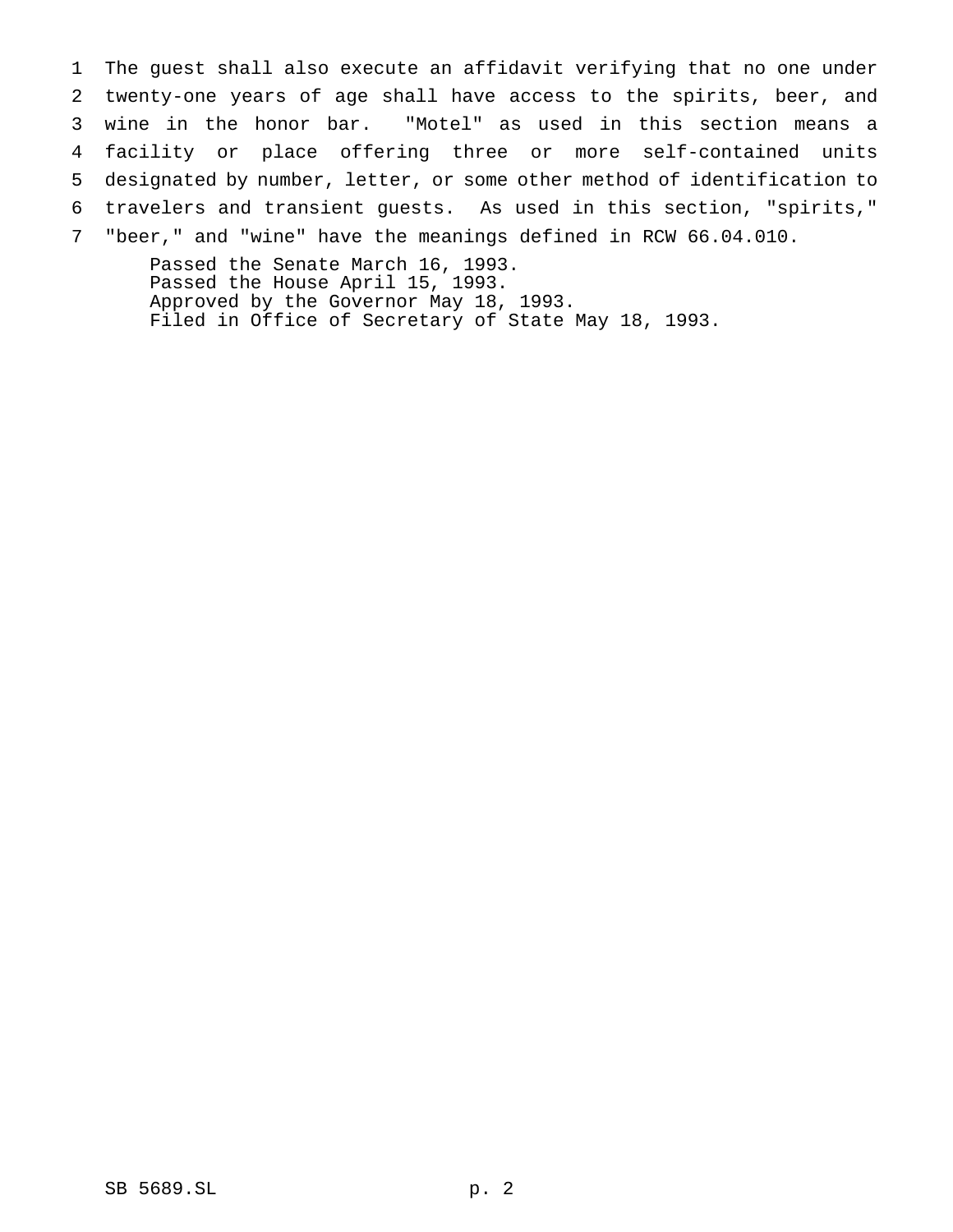The guest shall also execute an affidavit verifying that no one under twenty-one years of age shall have access to the spirits, beer, and wine in the honor bar. "Motel" as used in this section means a facility or place offering three or more self-contained units designated by number, letter, or some other method of identification to travelers and transient guests. As used in this section, "spirits," "beer," and "wine" have the meanings defined in RCW 66.04.010.

Passed the Senate March 16, 1993.
Passed the House April 15, 1993.
Approved by the Governor May 18, 1993.
Filed in Office of Secretary of State May 18, 1993.